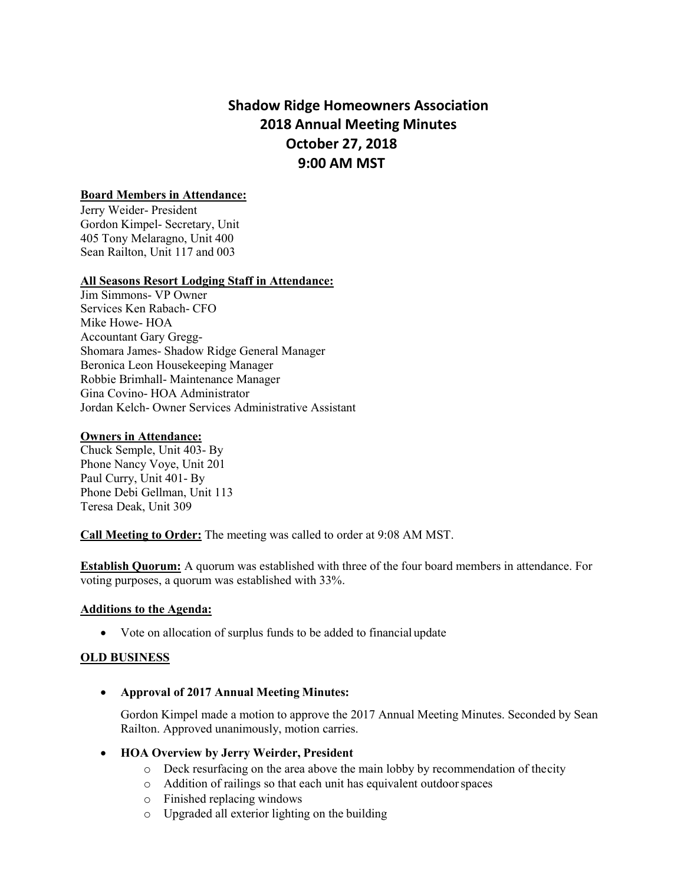# Shadow Ridge Homeowners Association
# 2018 Annual Meeting Minutes
# October 27, 2018
# 9:00 AM MST

**Board Members in Attendance:**

Jerry Weider- President
Gordon Kimpel- Secretary, Unit
405 Tony Melaragno, Unit 400
Sean Railton, Unit 117 and 003

**All Seasons Resort Lodging Staff in Attendance:**

Jim Simmons- VP Owner
Services Ken Rabach- CFO
Mike Howe- HOA
Accountant Gary Gregg-
Shomara James- Shadow Ridge General Manager
Beronica Leon Housekeeping Manager
Robbie Brimhall- Maintenance Manager
Gina Covino- HOA Administrator
Jordan Kelch- Owner Services Administrative Assistant

**Owners in Attendance:**

Chuck Semple, Unit 403- By
Phone Nancy Voye, Unit 201
Paul Curry, Unit 401- By
Phone Debi Gellman, Unit 113
Teresa Deak, Unit 309

**Call Meeting to Order:** The meeting was called to order at 9:08 AM MST.

**Establish Quorum:** A quorum was established with three of the four board members in attendance. For voting purposes, a quorum was established with 33%.

**Additions to the Agenda:**

- Vote on allocation of surplus funds to be added to financial update

**OLD BUSINESS**

- **Approval of 2017 Annual Meeting Minutes:**

  Gordon Kimpel made a motion to approve the 2017 Annual Meeting Minutes. Seconded by Sean Railton. Approved unanimously, motion carries.

- **HOA Overview by Jerry Weirder, President**
  - Deck resurfacing on the area above the main lobby by recommendation of the city
  - Addition of railings so that each unit has equivalent outdoor spaces
  - Finished replacing windows
  - Upgraded all exterior lighting on the building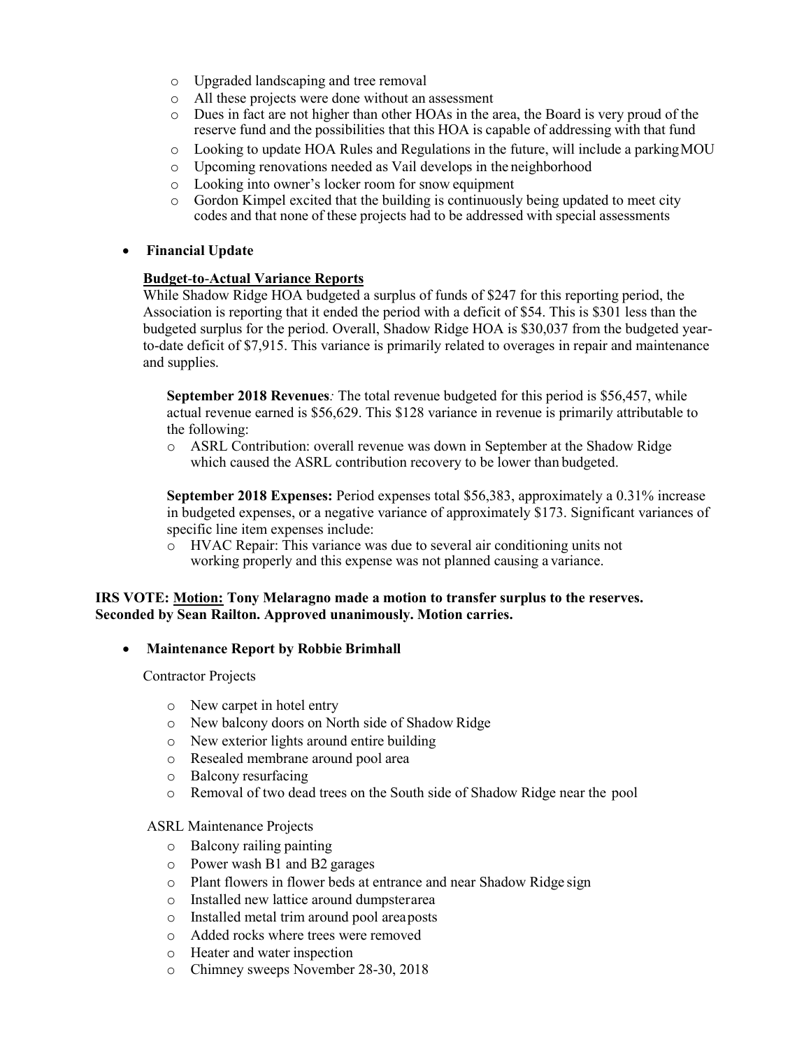- Upgraded landscaping and tree removal
- All these projects were done without an assessment
- Dues in fact are not higher than other HOAs in the area, the Board is very proud of the reserve fund and the possibilities that this HOA is capable of addressing with that fund
- Looking to update HOA Rules and Regulations in the future, will include a parking MOU
- Upcoming renovations needed as Vail develops in the neighborhood
- Looking into owner's locker room for snow equipment
- Gordon Kimpel excited that the building is continuously being updated to meet city codes and that none of these projects had to be addressed with special assessments

- **Financial Update**

**Budget-to-Actual Variance Reports**

While Shadow Ridge HOA budgeted a surplus of funds of $247 for this reporting period, the Association is reporting that it ended the period with a deficit of $54. This is $301 less than the budgeted surplus for the period. Overall, Shadow Ridge HOA is $30,037 from the budgeted year-to-date deficit of $7,915. This variance is primarily related to overages in repair and maintenance and supplies.

**September 2018 Revenues***:* The total revenue budgeted for this period is $56,457, while actual revenue earned is $56,629. This $128 variance in revenue is primarily attributable to the following:

- ASRL Contribution: overall revenue was down in September at the Shadow Ridge which caused the ASRL contribution recovery to be lower than budgeted.

**September 2018 Expenses:** Period expenses total $56,383, approximately a 0.31% increase in budgeted expenses, or a negative variance of approximately $173. Significant variances of specific line item expenses include:

- HVAC Repair: This variance was due to several air conditioning units not working properly and this expense was not planned causing a variance.

**IRS VOTE: <u>Motion:</u> Tony Melaragno made a motion to transfer surplus to the reserves. Seconded by Sean Railton. Approved unanimously. Motion carries.**

- **Maintenance Report by Robbie Brimhall**

Contractor Projects

- New carpet in hotel entry
- New balcony doors on North side of Shadow Ridge
- New exterior lights around entire building
- Resealed membrane around pool area
- Balcony resurfacing
- Removal of two dead trees on the South side of Shadow Ridge near the pool

ASRL Maintenance Projects

- Balcony railing painting
- Power wash B1 and B2 garages
- Plant flowers in flower beds at entrance and near Shadow Ridge sign
- Installed new lattice around dumpster area
- Installed metal trim around pool area posts
- Added rocks where trees were removed
- Heater and water inspection
- Chimney sweeps November 28-30, 2018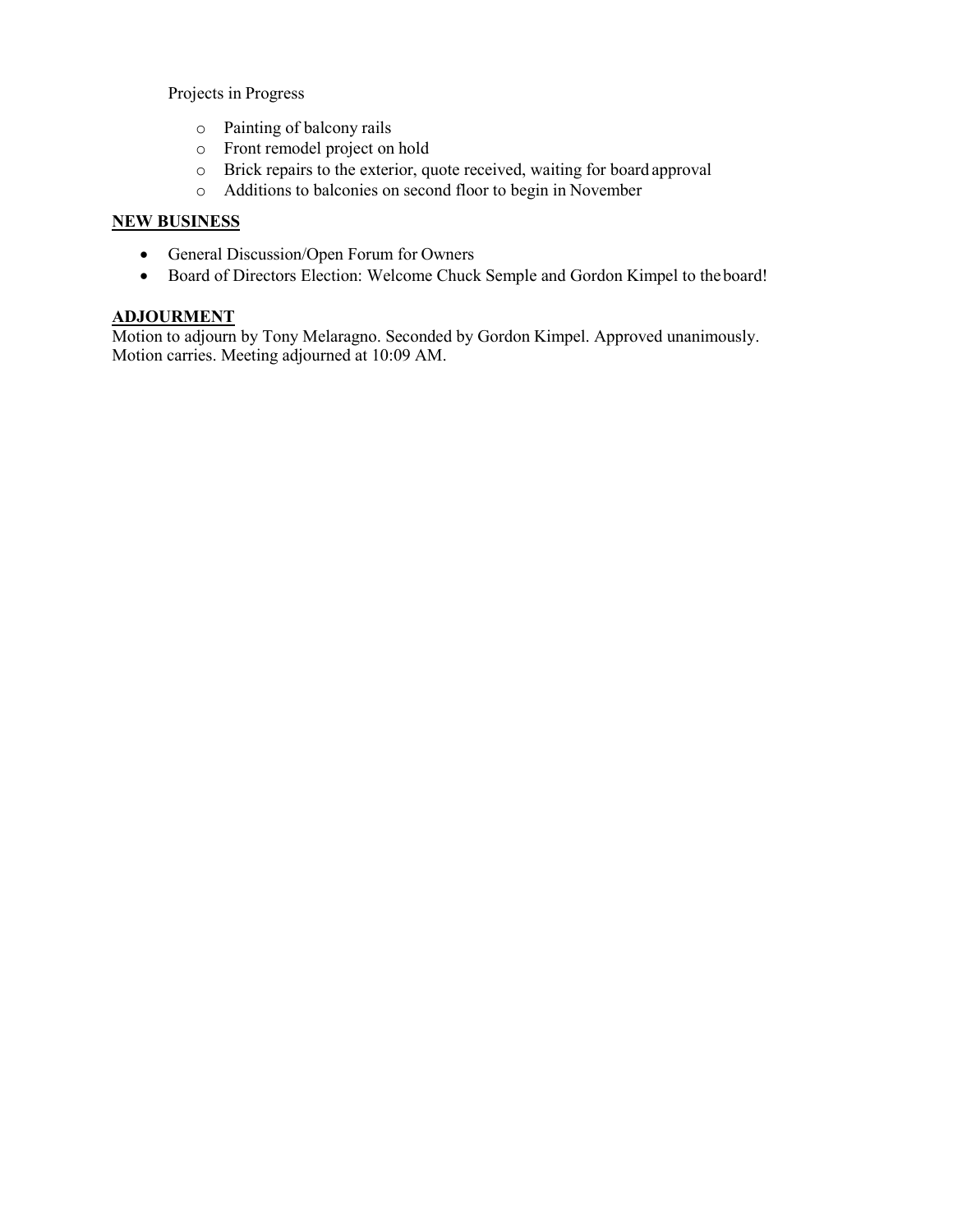Projects in Progress

- Painting of balcony rails
- Front remodel project on hold
- Brick repairs to the exterior, quote received, waiting for board approval
- Additions to balconies on second floor to begin in November

## NEW BUSINESS

- General Discussion/Open Forum for Owners
- Board of Directors Election: Welcome Chuck Semple and Gordon Kimpel to the board!

## ADJOURMENT

Motion to adjourn by Tony Melaragno. Seconded by Gordon Kimpel. Approved unanimously. Motion carries. Meeting adjourned at 10:09 AM.